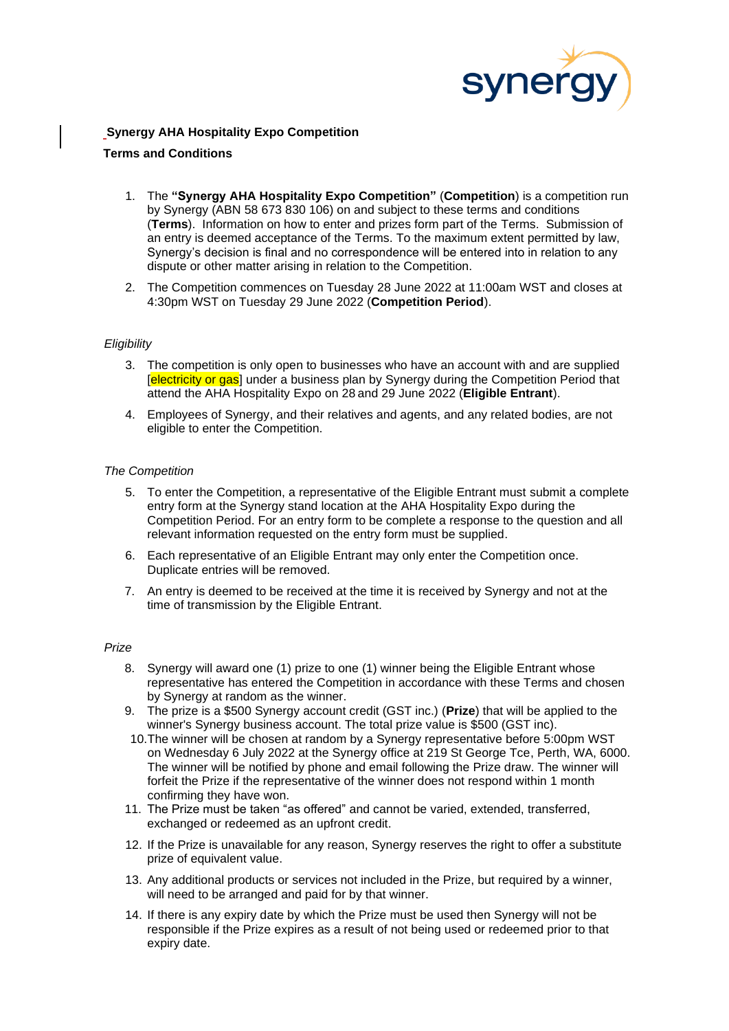**Synergy AHA Hospitality Expo Competition**

**Terms and Conditions**

1. The **"Synergy AHA Hospitality Expo Competition"** (**Competition**) is a competition run by Synergy (ABN 58 673 830 106) on and subject to these terms and conditions (**Terms**). Information on how to enter and prizes form part of the Terms. Submission of an entry is deemed acceptance of the Terms. To the maximum extent permitted by law, Synergy's decision is final and no correspondence will be entered into in relation to any dispute or other matter arising in relation to the Competition.
2. The Competition commences on Tuesday 28 June 2022 at 11:00am WST and closes at 4:30pm WST on Tuesday 29 June 2022 (**Competition Period**).

*Eligibility*

3. The competition is only open to businesses who have an account with and are supplied [electricity or gas] under a business plan by Synergy during the Competition Period that attend the AHA Hospitality Expo on 28 and 29 June 2022 (**Eligible Entrant**).
4. Employees of Synergy, and their relatives and agents, and any related bodies, are not eligible to enter the Competition.

*The Competition*

5. To enter the Competition, a representative of the Eligible Entrant must submit a complete entry form at the Synergy stand location at the AHA Hospitality Expo during the Competition Period. For an entry form to be complete a response to the question and all relevant information requested on the entry form must be supplied.
6. Each representative of an Eligible Entrant may only enter the Competition once. Duplicate entries will be removed.
7. An entry is deemed to be received at the time it is received by Synergy and not at the time of transmission by the Eligible Entrant.

*Prize*

8. Synergy will award one (1) prize to one (1) winner being the Eligible Entrant whose representative has entered the Competition in accordance with these Terms and chosen by Synergy at random as the winner.
9. The prize is a $500 Synergy account credit (GST inc.) (**Prize**) that will be applied to the winner's Synergy business account. The total prize value is $500 (GST inc).
10. The winner will be chosen at random by a Synergy representative before 5:00pm WST on Wednesday 6 July 2022 at the Synergy office at 219 St George Tce, Perth, WA, 6000. The winner will be notified by phone and email following the Prize draw. The winner will forfeit the Prize if the representative of the winner does not respond within 1 month confirming they have won.
11. The Prize must be taken "as offered" and cannot be varied, extended, transferred, exchanged or redeemed as an upfront credit.
12. If the Prize is unavailable for any reason, Synergy reserves the right to offer a substitute prize of equivalent value.
13. Any additional products or services not included in the Prize, but required by a winner, will need to be arranged and paid for by that winner.
14. If there is any expiry date by which the Prize must be used then Synergy will not be responsible if the Prize expires as a result of not being used or redeemed prior to that expiry date.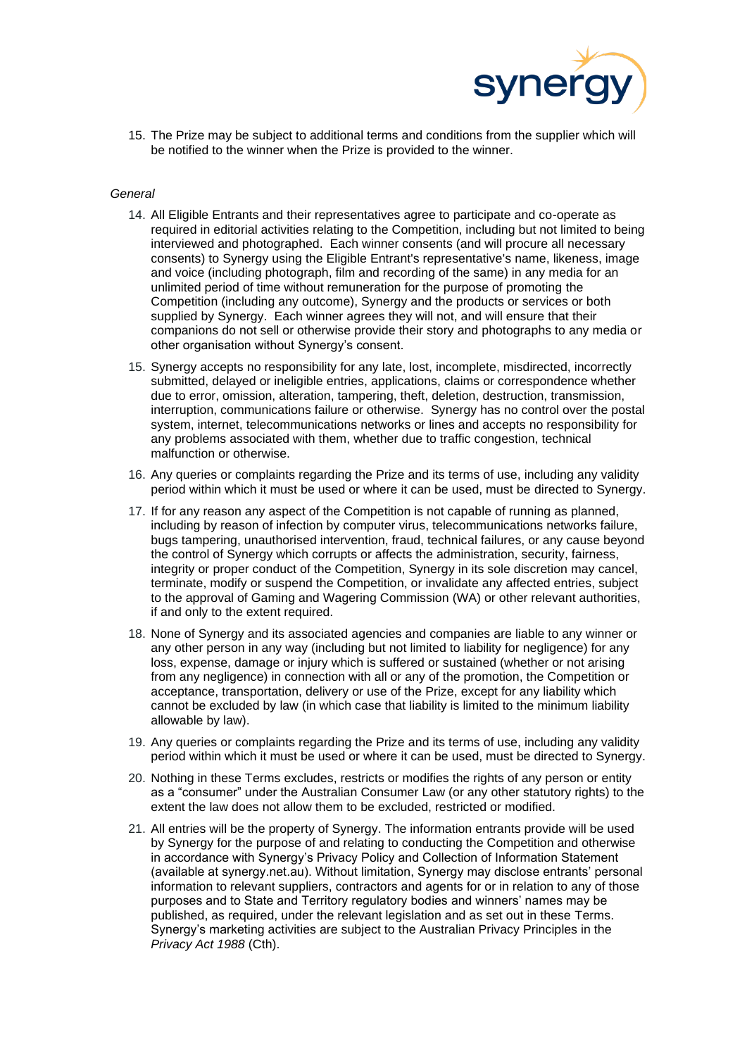15. The Prize may be subject to additional terms and conditions from the supplier which will be notified to the winner when the Prize is provided to the winner.

*General*

14. All Eligible Entrants and their representatives agree to participate and co-operate as required in editorial activities relating to the Competition, including but not limited to being interviewed and photographed. Each winner consents (and will procure all necessary consents) to Synergy using the Eligible Entrant's representative's name, likeness, image and voice (including photograph, film and recording of the same) in any media for an unlimited period of time without remuneration for the purpose of promoting the Competition (including any outcome), Synergy and the products or services or both supplied by Synergy. Each winner agrees they will not, and will ensure that their companions do not sell or otherwise provide their story and photographs to any media or other organisation without Synergy's consent.

15. Synergy accepts no responsibility for any late, lost, incomplete, misdirected, incorrectly submitted, delayed or ineligible entries, applications, claims or correspondence whether due to error, omission, alteration, tampering, theft, deletion, destruction, transmission, interruption, communications failure or otherwise. Synergy has no control over the postal system, internet, telecommunications networks or lines and accepts no responsibility for any problems associated with them, whether due to traffic congestion, technical malfunction or otherwise.

16. Any queries or complaints regarding the Prize and its terms of use, including any validity period within which it must be used or where it can be used, must be directed to Synergy.

17. If for any reason any aspect of the Competition is not capable of running as planned, including by reason of infection by computer virus, telecommunications networks failure, bugs tampering, unauthorised intervention, fraud, technical failures, or any cause beyond the control of Synergy which corrupts or affects the administration, security, fairness, integrity or proper conduct of the Competition, Synergy in its sole discretion may cancel, terminate, modify or suspend the Competition, or invalidate any affected entries, subject to the approval of Gaming and Wagering Commission (WA) or other relevant authorities, if and only to the extent required.

18. None of Synergy and its associated agencies and companies are liable to any winner or any other person in any way (including but not limited to liability for negligence) for any loss, expense, damage or injury which is suffered or sustained (whether or not arising from any negligence) in connection with all or any of the promotion, the Competition or acceptance, transportation, delivery or use of the Prize, except for any liability which cannot be excluded by law (in which case that liability is limited to the minimum liability allowable by law).

19. Any queries or complaints regarding the Prize and its terms of use, including any validity period within which it must be used or where it can be used, must be directed to Synergy.

20. Nothing in these Terms excludes, restricts or modifies the rights of any person or entity as a "consumer" under the Australian Consumer Law (or any other statutory rights) to the extent the law does not allow them to be excluded, restricted or modified.

21. All entries will be the property of Synergy. The information entrants provide will be used by Synergy for the purpose of and relating to conducting the Competition and otherwise in accordance with Synergy's Privacy Policy and Collection of Information Statement (available at synergy.net.au). Without limitation, Synergy may disclose entrants' personal information to relevant suppliers, contractors and agents for or in relation to any of those purposes and to State and Territory regulatory bodies and winners' names may be published, as required, under the relevant legislation and as set out in these Terms. Synergy's marketing activities are subject to the Australian Privacy Principles in the *Privacy Act 1988* (Cth).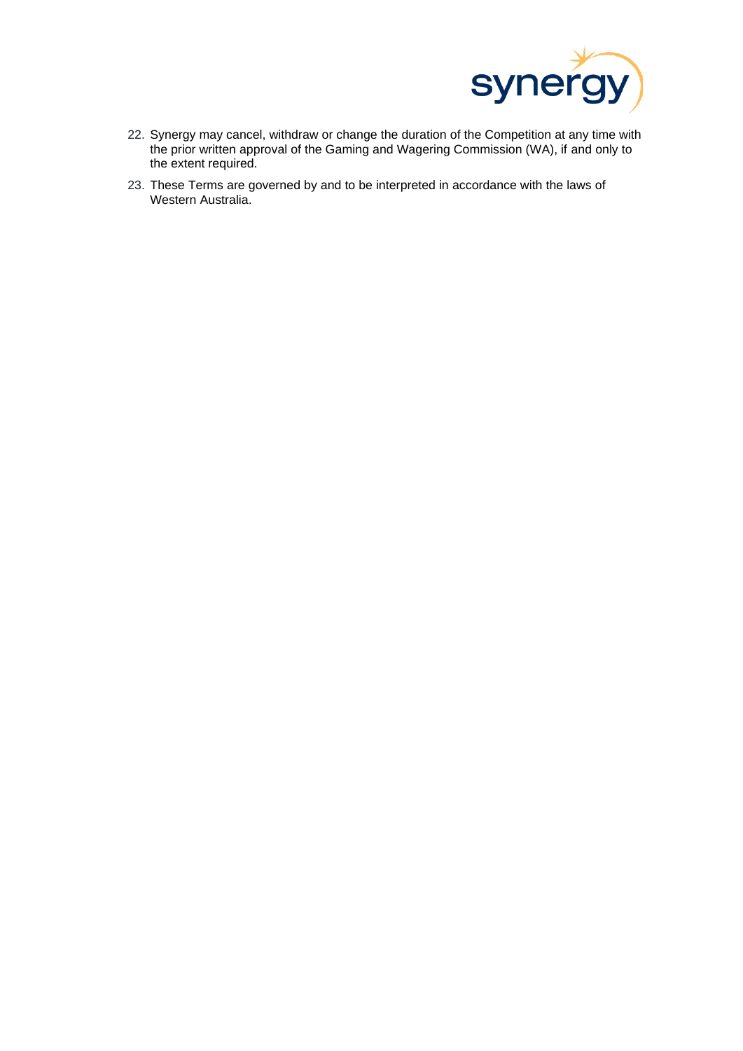22. Synergy may cancel, withdraw or change the duration of the Competition at any time with the prior written approval of the Gaming and Wagering Commission (WA), if and only to the extent required.
23. These Terms are governed by and to be interpreted in accordance with the laws of Western Australia.